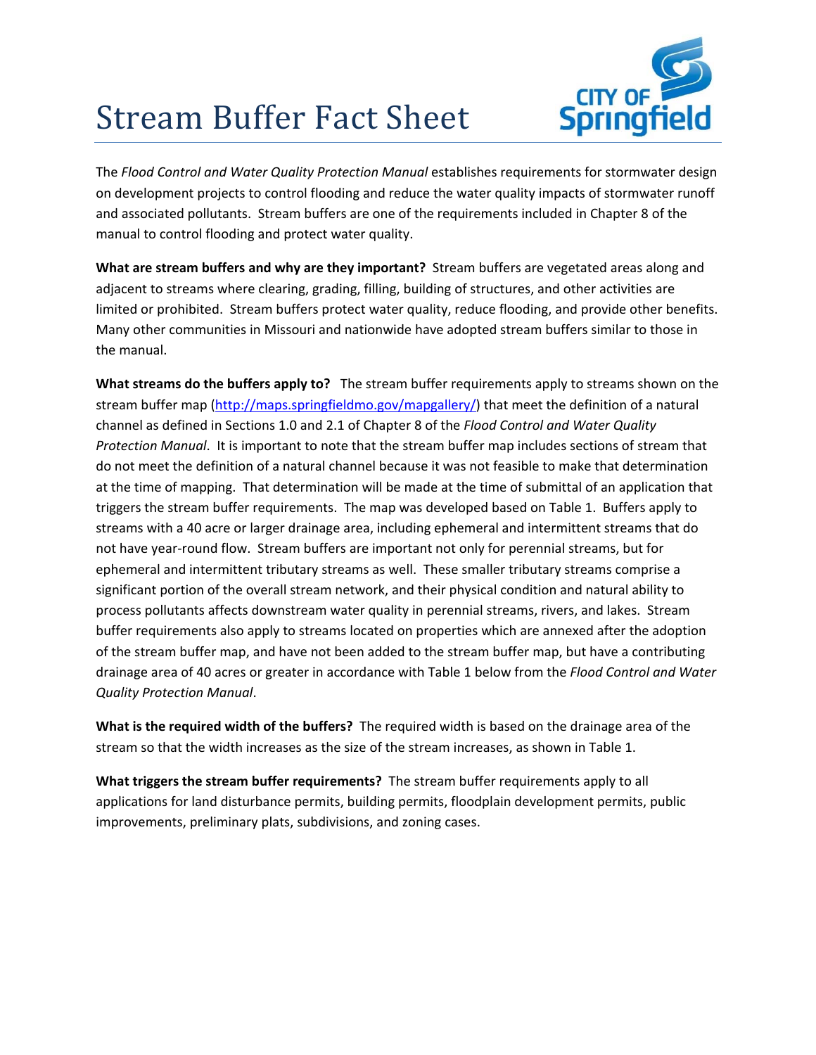# Stream Buffer Fact Sheet

The *Flood Control and Water Quality Protection Manual* establishes requirements for stormwater design on development projects to control flooding and reduce the water quality impacts of stormwater runoff and associated pollutants. Stream buffers are one of the requirements included in Chapter 8 of the manual to control flooding and protect water quality.

**What are stream buffers and why are they important?** Stream buffers are vegetated areas along and adjacent to streams where clearing, grading, filling, building of structures, and other activities are limited or prohibited. Stream buffers protect water quality, reduce flooding, and provide other benefits. Many other communities in Missouri and nationwide have adopted stream buffers similar to those in the manual.

**What streams do the buffers apply to?** The stream buffer requirements apply to streams shown on the stream buffer map (http://maps.springfieldmo.gov/mapgallery/) that meet the definition of a natural channel as defined in Sections 1.0 and 2.1 of Chapter 8 of the *Flood Control and Water Quality Protection Manual*. It is important to note that the stream buffer map includes sections of stream that do not meet the definition of a natural channel because it was not feasible to make that determination at the time of mapping. That determination will be made at the time of submittal of an application that triggers the stream buffer requirements. The map was developed based on Table 1. Buffers apply to streams with a 40 acre or larger drainage area, including ephemeral and intermittent streams that do not have year-round flow. Stream buffers are important not only for perennial streams, but for ephemeral and intermittent tributary streams as well. These smaller tributary streams comprise a significant portion of the overall stream network, and their physical condition and natural ability to process pollutants affects downstream water quality in perennial streams, rivers, and lakes. Stream buffer requirements also apply to streams located on properties which are annexed after the adoption of the stream buffer map, and have not been added to the stream buffer map, but have a contributing drainage area of 40 acres or greater in accordance with Table 1 below from the *Flood Control and Water Quality Protection Manual*.

**What is the required width of the buffers?** The required width is based on the drainage area of the stream so that the width increases as the size of the stream increases, as shown in Table 1.

**What triggers the stream buffer requirements?** The stream buffer requirements apply to all applications for land disturbance permits, building permits, floodplain development permits, public improvements, preliminary plats, subdivisions, and zoning cases.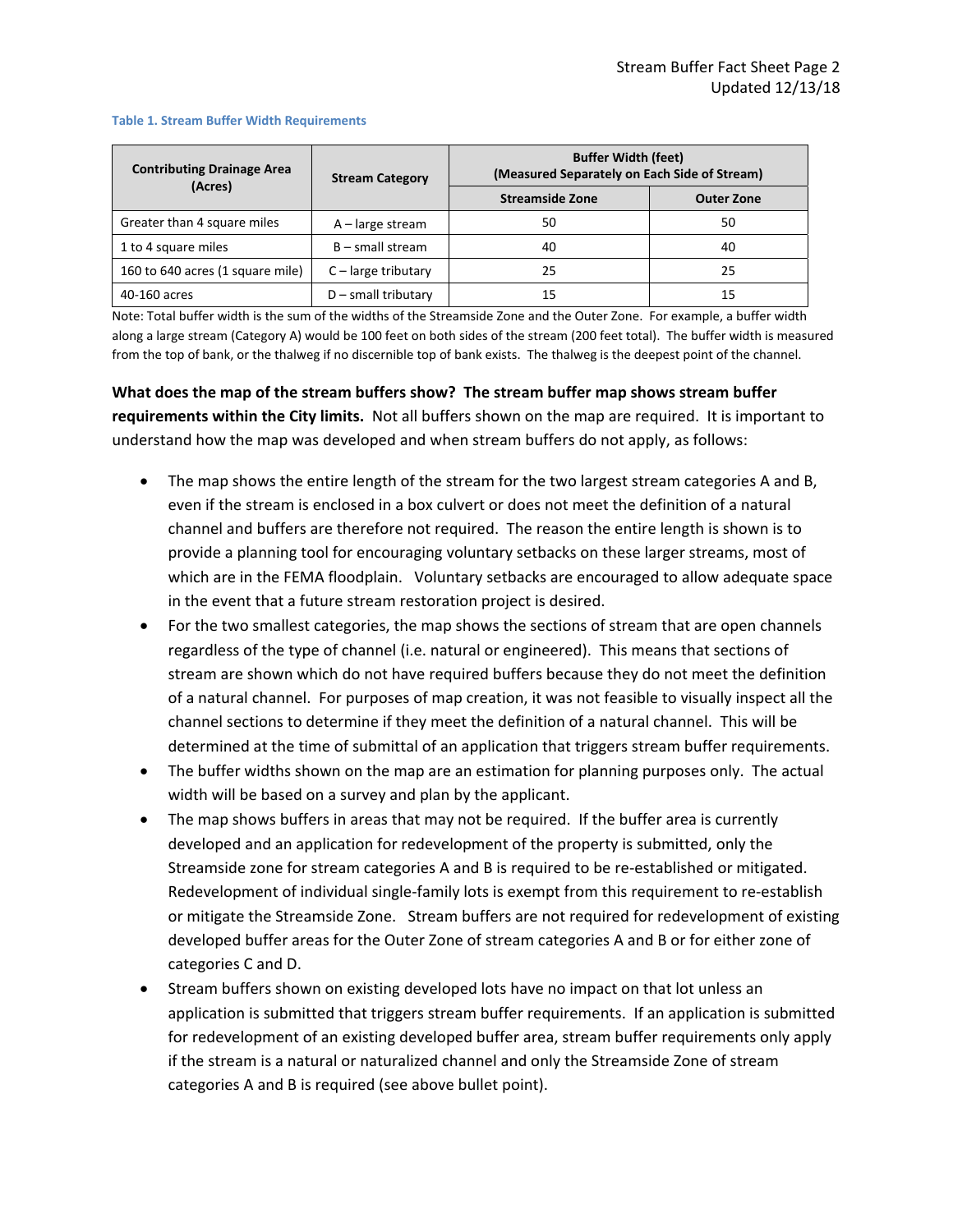**Table 1. Stream Buffer Width Requirements**

| Contributing Drainage Area (Acres) | Stream Category | Buffer Width (feet) (Measured Separately on Each Side of Stream) | |
|---|---|---|---|
| | | Streamside Zone | Outer Zone |
| Greater than 4 square miles | A – large stream | 50 | 50 |
| 1 to 4 square miles | B – small stream | 40 | 40 |
| 160 to 640 acres (1 square mile) | C – large tributary | 25 | 25 |
| 40-160 acres | D – small tributary | 15 | 15 |

Note: Total buffer width is the sum of the widths of the Streamside Zone and the Outer Zone. For example, a buffer width along a large stream (Category A) would be 100 feet on both sides of the stream (200 feet total). The buffer width is measured from the top of bank, or the thalweg if no discernible top of bank exists. The thalweg is the deepest point of the channel.

**What does the map of the stream buffers show? The stream buffer map shows stream buffer requirements within the City limits.** Not all buffers shown on the map are required. It is important to understand how the map was developed and when stream buffers do not apply, as follows:

- The map shows the entire length of the stream for the two largest stream categories A and B, even if the stream is enclosed in a box culvert or does not meet the definition of a natural channel and buffers are therefore not required. The reason the entire length is shown is to provide a planning tool for encouraging voluntary setbacks on these larger streams, most of which are in the FEMA floodplain. Voluntary setbacks are encouraged to allow adequate space in the event that a future stream restoration project is desired.
- For the two smallest categories, the map shows the sections of stream that are open channels regardless of the type of channel (i.e. natural or engineered). This means that sections of stream are shown which do not have required buffers because they do not meet the definition of a natural channel. For purposes of map creation, it was not feasible to visually inspect all the channel sections to determine if they meet the definition of a natural channel. This will be determined at the time of submittal of an application that triggers stream buffer requirements.
- The buffer widths shown on the map are an estimation for planning purposes only. The actual width will be based on a survey and plan by the applicant.
- The map shows buffers in areas that may not be required. If the buffer area is currently developed and an application for redevelopment of the property is submitted, only the Streamside zone for stream categories A and B is required to be re-established or mitigated. Redevelopment of individual single-family lots is exempt from this requirement to re-establish or mitigate the Streamside Zone. Stream buffers are not required for redevelopment of existing developed buffer areas for the Outer Zone of stream categories A and B or for either zone of categories C and D.
- Stream buffers shown on existing developed lots have no impact on that lot unless an application is submitted that triggers stream buffer requirements. If an application is submitted for redevelopment of an existing developed buffer area, stream buffer requirements only apply if the stream is a natural or naturalized channel and only the Streamside Zone of stream categories A and B is required (see above bullet point).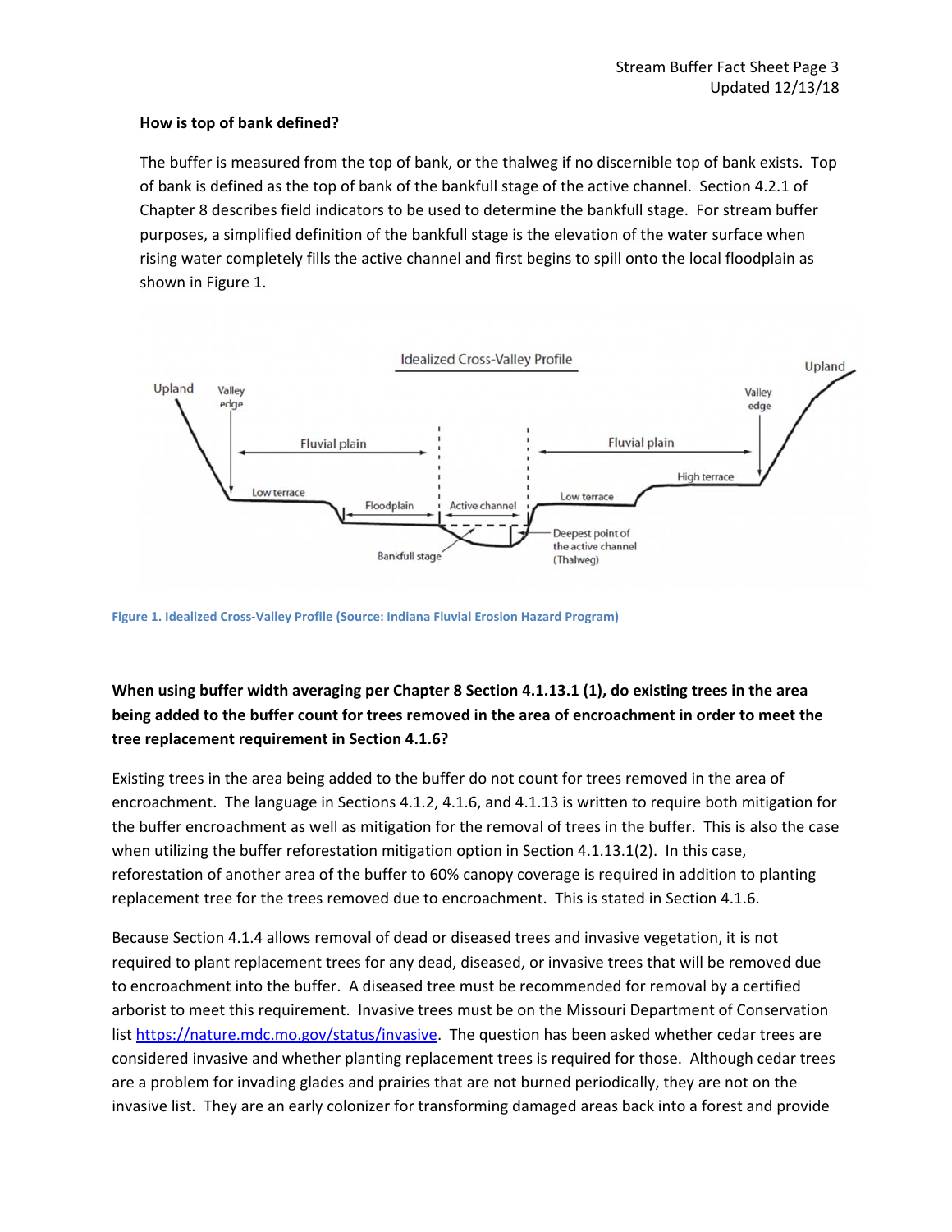**How is top of bank defined?**

The buffer is measured from the top of bank, or the thalweg if no discernible top of bank exists. Top of bank is defined as the top of bank of the bankfull stage of the active channel. Section 4.2.1 of Chapter 8 describes field indicators to be used to determine the bankfull stage. For stream buffer purposes, a simplified definition of the bankfull stage is the elevation of the water surface when rising water completely fills the active channel and first begins to spill onto the local floodplain as shown in Figure 1.

**Figure 1. Idealized Cross-Valley Profile (Source: Indiana Fluvial Erosion Hazard Program)**

**When using buffer width averaging per Chapter 8 Section 4.1.13.1 (1), do existing trees in the area being added to the buffer count for trees removed in the area of encroachment in order to meet the tree replacement requirement in Section 4.1.6?**

Existing trees in the area being added to the buffer do not count for trees removed in the area of encroachment. The language in Sections 4.1.2, 4.1.6, and 4.1.13 is written to require both mitigation for the buffer encroachment as well as mitigation for the removal of trees in the buffer. This is also the case when utilizing the buffer reforestation mitigation option in Section 4.1.13.1(2). In this case, reforestation of another area of the buffer to 60% canopy coverage is required in addition to planting replacement tree for the trees removed due to encroachment. This is stated in Section 4.1.6.

Because Section 4.1.4 allows removal of dead or diseased trees and invasive vegetation, it is not required to plant replacement trees for any dead, diseased, or invasive trees that will be removed due to encroachment into the buffer. A diseased tree must be recommended for removal by a certified arborist to meet this requirement. Invasive trees must be on the Missouri Department of Conservation list https://nature.mdc.mo.gov/status/invasive. The question has been asked whether cedar trees are considered invasive and whether planting replacement trees is required for those. Although cedar trees are a problem for invading glades and prairies that are not burned periodically, they are not on the invasive list. They are an early colonizer for transforming damaged areas back into a forest and provide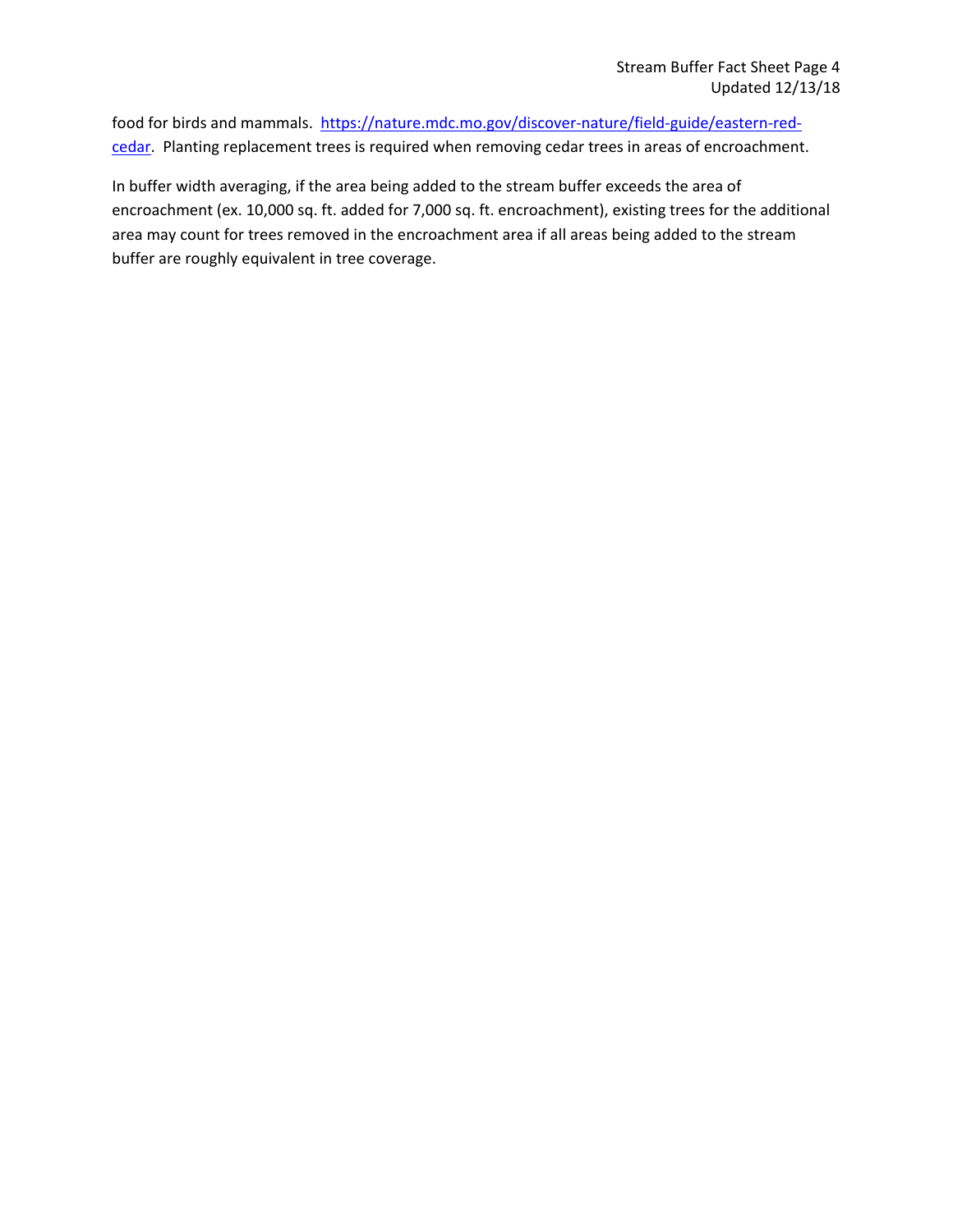food for birds and mammals. [https://nature.mdc.mo.gov/discover-nature/field-guide/eastern-red-cedar](https://nature.mdc.mo.gov/discover-nature/field-guide/eastern-red-cedar). Planting replacement trees is required when removing cedar trees in areas of encroachment.

In buffer width averaging, if the area being added to the stream buffer exceeds the area of encroachment (ex. 10,000 sq. ft. added for 7,000 sq. ft. encroachment), existing trees for the additional area may count for trees removed in the encroachment area if all areas being added to the stream buffer are roughly equivalent in tree coverage.